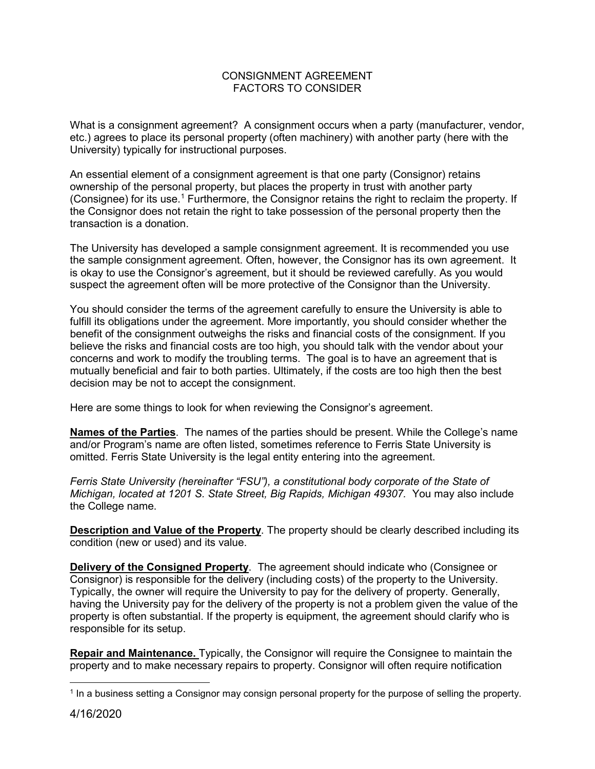# CONSIGNMENT AGREEMENT
## FACTORS TO CONSIDER

What is a consignment agreement? A consignment occurs when a party (manufacturer, vendor, etc.) agrees to place its personal property (often machinery) with another party (here with the University) typically for instructional purposes.

An essential element of a consignment agreement is that one party (Consignor) retains ownership of the personal property, but places the property in trust with another party (Consignee) for its use.[1] Furthermore, the Consignor retains the right to reclaim the property. If the Consignor does not retain the right to take possession of the personal property then the transaction is a donation.

The University has developed a sample consignment agreement. It is recommended you use the sample consignment agreement. Often, however, the Consignor has its own agreement. It is okay to use the Consignor's agreement, but it should be reviewed carefully. As you would suspect the agreement often will be more protective of the Consignor than the University.

You should consider the terms of the agreement carefully to ensure the University is able to fulfill its obligations under the agreement. More importantly, you should consider whether the benefit of the consignment outweighs the risks and financial costs of the consignment. If you believe the risks and financial costs are too high, you should talk with the vendor about your concerns and work to modify the troubling terms. The goal is to have an agreement that is mutually beneficial and fair to both parties. Ultimately, if the costs are too high then the best decision may be not to accept the consignment.

Here are some things to look for when reviewing the Consignor's agreement.

**Names of the Parties**. The names of the parties should be present. While the College's name and/or Program's name are often listed, sometimes reference to Ferris State University is omitted. Ferris State University is the legal entity entering into the agreement.

*Ferris State University (hereinafter "FSU"), a constitutional body corporate of the State of Michigan, located at 1201 S. State Street, Big Rapids, Michigan 49307.* You may also include the College name.

**Description and Value of the Property**. The property should be clearly described including its condition (new or used) and its value.

**Delivery of the Consigned Property**. The agreement should indicate who (Consignee or Consignor) is responsible for the delivery (including costs) of the property to the University. Typically, the owner will require the University to pay for the delivery of property. Generally, having the University pay for the delivery of the property is not a problem given the value of the property is often substantial. If the property is equipment, the agreement should clarify who is responsible for its setup.

**Repair and Maintenance.** Typically, the Consignor will require the Consignee to maintain the property and to make necessary repairs to property. Consignor will often require notification

---

[1] In a business setting a Consignor may consign personal property for the purpose of selling the property.

4/16/2020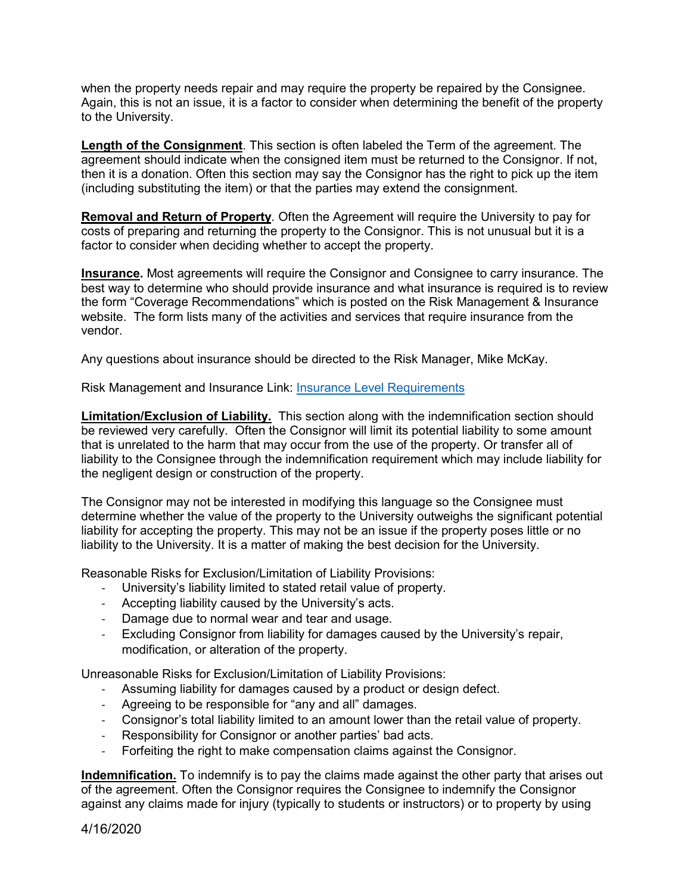when the property needs repair and may require the property be repaired by the Consignee. Again, this is not an issue, it is a factor to consider when determining the benefit of the property to the University.

**Length of the Consignment**. This section is often labeled the Term of the agreement. The agreement should indicate when the consigned item must be returned to the Consignor. If not, then it is a donation. Often this section may say the Consignor has the right to pick up the item (including substituting the item) or that the parties may extend the consignment.

**Removal and Return of Property**. Often the Agreement will require the University to pay for costs of preparing and returning the property to the Consignor. This is not unusual but it is a factor to consider when deciding whether to accept the property.

**Insurance.** Most agreements will require the Consignor and Consignee to carry insurance. The best way to determine who should provide insurance and what insurance is required is to review the form "Coverage Recommendations" which is posted on the Risk Management & Insurance website. The form lists many of the activities and services that require insurance from the vendor.

Any questions about insurance should be directed to the Risk Manager, Mike McKay.

Risk Management and Insurance Link: Insurance Level Requirements

**Limitation/Exclusion of Liability.** This section along with the indemnification section should be reviewed very carefully. Often the Consignor will limit its potential liability to some amount that is unrelated to the harm that may occur from the use of the property. Or transfer all of liability to the Consignee through the indemnification requirement which may include liability for the negligent design or construction of the property.

The Consignor may not be interested in modifying this language so the Consignee must determine whether the value of the property to the University outweighs the significant potential liability for accepting the property. This may not be an issue if the property poses little or no liability to the University. It is a matter of making the best decision for the University.

Reasonable Risks for Exclusion/Limitation of Liability Provisions:

- University's liability limited to stated retail value of property.
- Accepting liability caused by the University's acts.
- Damage due to normal wear and tear and usage.
- Excluding Consignor from liability for damages caused by the University's repair, modification, or alteration of the property.

Unreasonable Risks for Exclusion/Limitation of Liability Provisions:

- Assuming liability for damages caused by a product or design defect.
- Agreeing to be responsible for "any and all" damages.
- Consignor's total liability limited to an amount lower than the retail value of property.
- Responsibility for Consignor or another parties' bad acts.
- Forfeiting the right to make compensation claims against the Consignor.

**Indemnification.** To indemnify is to pay the claims made against the other party that arises out of the agreement. Often the Consignor requires the Consignee to indemnify the Consignor against any claims made for injury (typically to students or instructors) or to property by using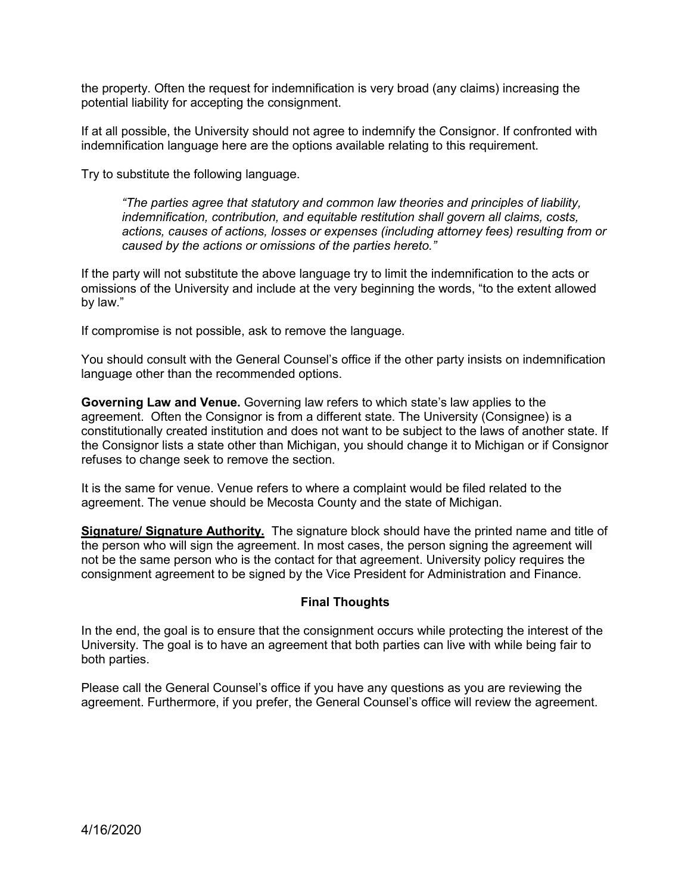the property. Often the request for indemnification is very broad (any claims) increasing the potential liability for accepting the consignment.

If at all possible, the University should not agree to indemnify the Consignor. If confronted with indemnification language here are the options available relating to this requirement.

Try to substitute the following language.

> *"The parties agree that statutory and common law theories and principles of liability, indemnification, contribution, and equitable restitution shall govern all claims, costs, actions, causes of actions, losses or expenses (including attorney fees) resulting from or caused by the actions or omissions of the parties hereto."*

If the party will not substitute the above language try to limit the indemnification to the acts or omissions of the University and include at the very beginning the words, "to the extent allowed by law."

If compromise is not possible, ask to remove the language.

You should consult with the General Counsel's office if the other party insists on indemnification language other than the recommended options.

**Governing Law and Venue.** Governing law refers to which state's law applies to the agreement. Often the Consignor is from a different state. The University (Consignee) is a constitutionally created institution and does not want to be subject to the laws of another state. If the Consignor lists a state other than Michigan, you should change it to Michigan or if Consignor refuses to change seek to remove the section.

It is the same for venue. Venue refers to where a complaint would be filed related to the agreement. The venue should be Mecosta County and the state of Michigan.

**Signature/ Signature Authority.** The signature block should have the printed name and title of the person who will sign the agreement. In most cases, the person signing the agreement will not be the same person who is the contact for that agreement. University policy requires the consignment agreement to be signed by the Vice President for Administration and Finance.

## Final Thoughts

In the end, the goal is to ensure that the consignment occurs while protecting the interest of the University. The goal is to have an agreement that both parties can live with while being fair to both parties.

Please call the General Counsel's office if you have any questions as you are reviewing the agreement. Furthermore, if you prefer, the General Counsel's office will review the agreement.

4/16/2020